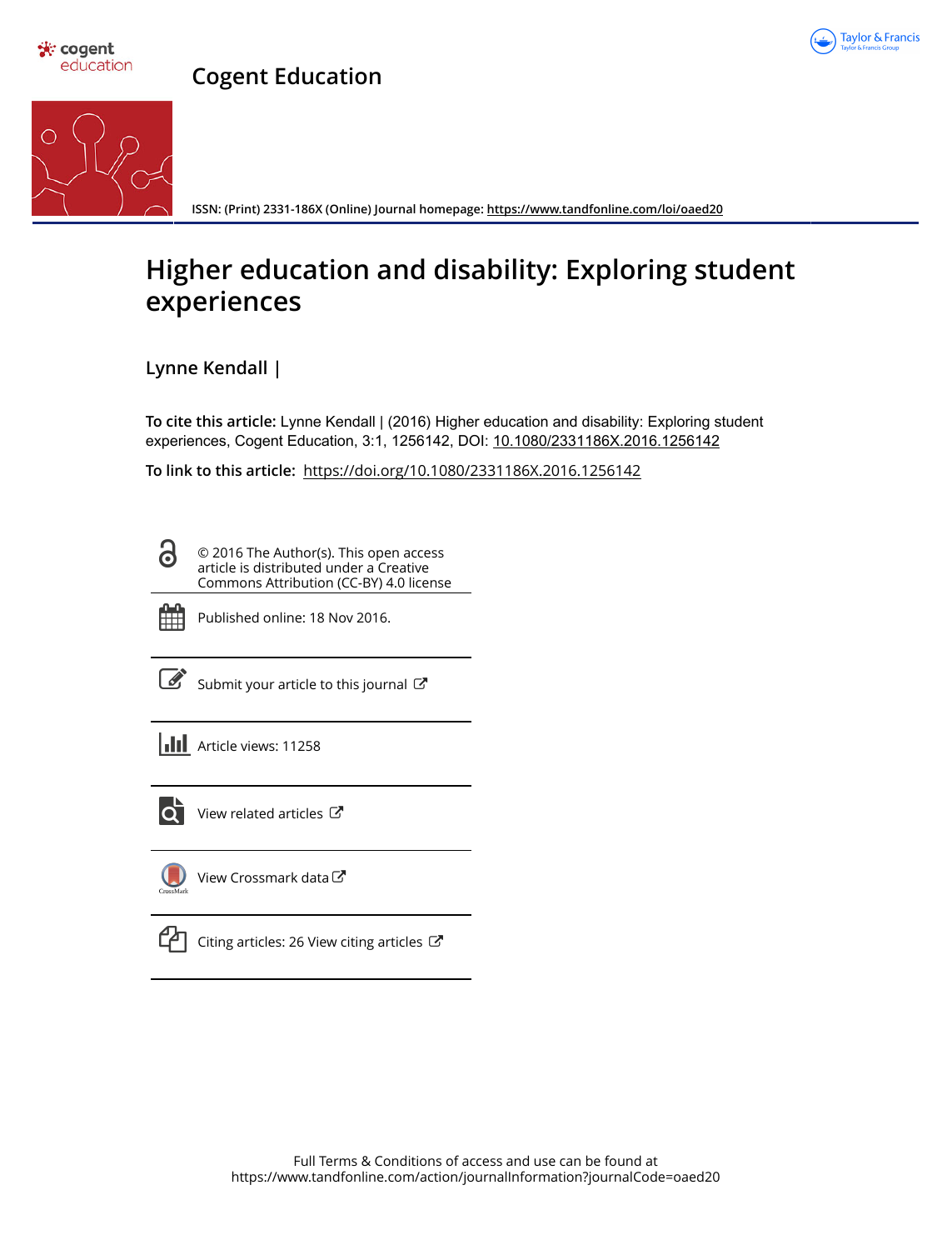Cogent Education

ISSN: (Print) 2331-186X (Online) Journal homepage: https://www.tandfonline.com/loi/oaed20

# Higher education and disability: Exploring student experiences

Lynne Kendall |

**To cite this article:** Lynne Kendall | (2016) Higher education and disability: Exploring student experiences, Cogent Education, 3:1, 1256142, DOI: 10.1080/2331186X.2016.1256142

**To link to this article:** https://doi.org/10.1080/2331186X.2016.1256142

© 2016 The Author(s). This open access article is distributed under a Creative Commons Attribution (CC-BY) 4.0 license

Published online: 18 Nov 2016.

Submit your article to this journal

Article views: 11258

View related articles

View Crossmark data

Citing articles: 26 View citing articles

Full Terms & Conditions of access and use can be found at
https://www.tandfonline.com/action/journalInformation?journalCode=oaed20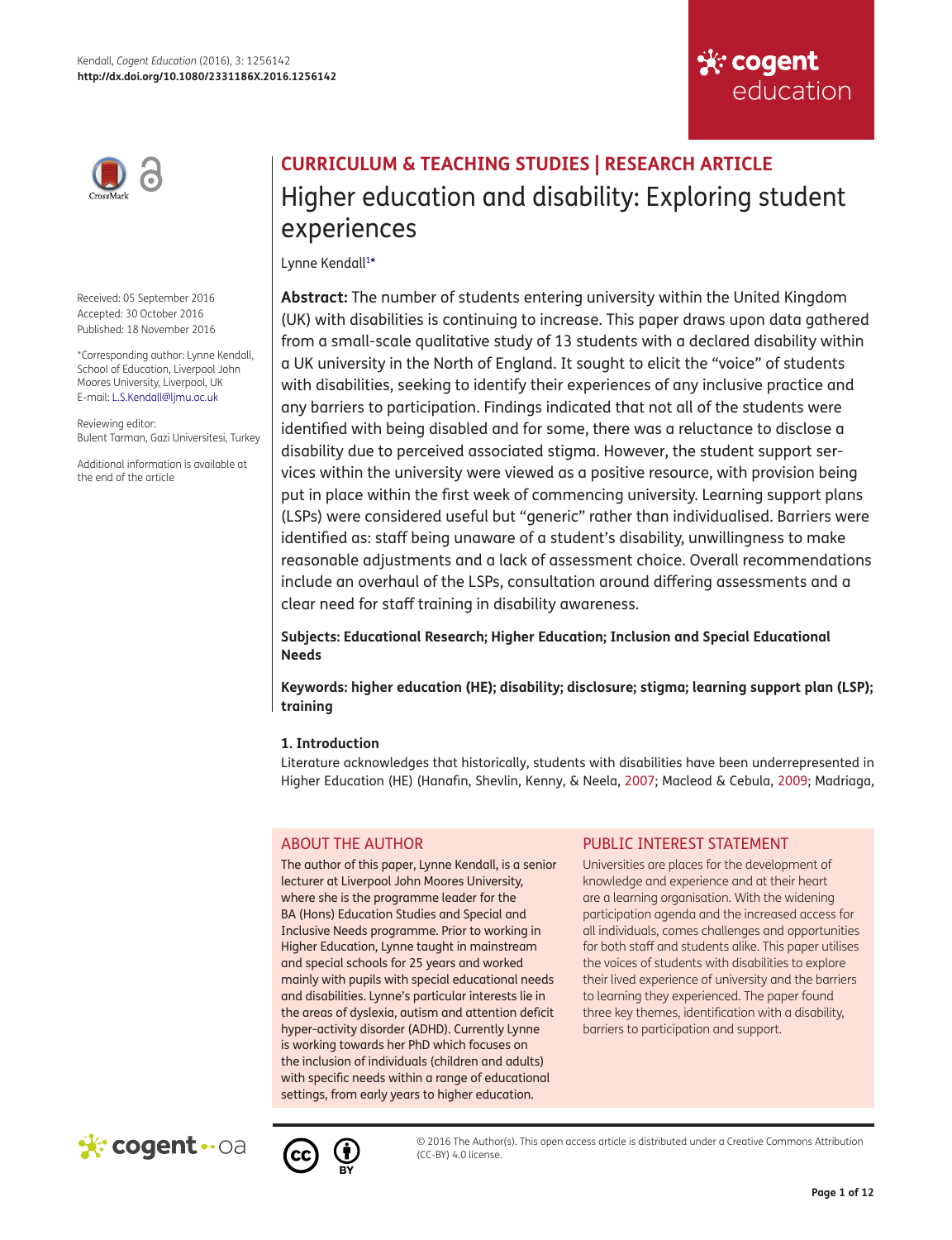CURRICULUM & TEACHING STUDIES | RESEARCH ARTICLE

# Higher education and disability: Exploring student experiences

Lynne Kendall[1]*

Received: 05 September 2016
Accepted: 30 October 2016
Published: 18 November 2016

*Corresponding author: Lynne Kendall, School of Education, Liverpool John Moores University, Liverpool, UK
E-mail: L.S.Kendall@ljmu.ac.uk

Reviewing editor:
Bulent Tarman, Gazi Universitesi, Turkey

Additional information is available at the end of the article

**Abstract:** The number of students entering university within the United Kingdom (UK) with disabilities is continuing to increase. This paper draws upon data gathered from a small-scale qualitative study of 13 students with a declared disability within a UK university in the North of England. It sought to elicit the "voice" of students with disabilities, seeking to identify their experiences of any inclusive practice and any barriers to participation. Findings indicated that not all of the students were identified with being disabled and for some, there was a reluctance to disclose a disability due to perceived associated stigma. However, the student support services within the university were viewed as a positive resource, with provision being put in place within the first week of commencing university. Learning support plans (LSPs) were considered useful but "generic" rather than individualised. Barriers were identified as: staff being unaware of a student's disability, unwillingness to make reasonable adjustments and a lack of assessment choice. Overall recommendations include an overhaul of the LSPs, consultation around differing assessments and a clear need for staff training in disability awareness.

**Subjects: Educational Research; Higher Education; Inclusion and Special Educational Needs**

**Keywords: higher education (HE); disability; disclosure; stigma; learning support plan (LSP); training**

## 1. Introduction

Literature acknowledges that historically, students with disabilities have been underrepresented in Higher Education (HE) (Hanafin, Shevlin, Kenny, & Neela, 2007; Macleod & Cebula, 2009; Madriaga,

## ABOUT THE AUTHOR

The author of this paper, Lynne Kendall, is a senior lecturer at Liverpool John Moores University, where she is the programme leader for the BA (Hons) Education Studies and Special and Inclusive Needs programme. Prior to working in Higher Education, Lynne taught in mainstream and special schools for 25 years and worked mainly with pupils with special educational needs and disabilities. Lynne's particular interests lie in the areas of dyslexia, autism and attention deficit hyper-activity disorder (ADHD). Currently Lynne is working towards her PhD which focuses on the inclusion of individuals (children and adults) with specific needs within a range of educational settings, from early years to higher education.

## PUBLIC INTEREST STATEMENT

Universities are places for the development of knowledge and experience and at their heart are a learning organisation. With the widening participation agenda and the increased access for all individuals, comes challenges and opportunities for both staff and students alike. This paper utilises the voices of students with disabilities to explore their lived experience of university and the barriers to learning they experienced. The paper found three key themes, identification with a disability, barriers to participation and support.

© 2016 The Author(s). This open access article is distributed under a Creative Commons Attribution (CC-BY) 4.0 license.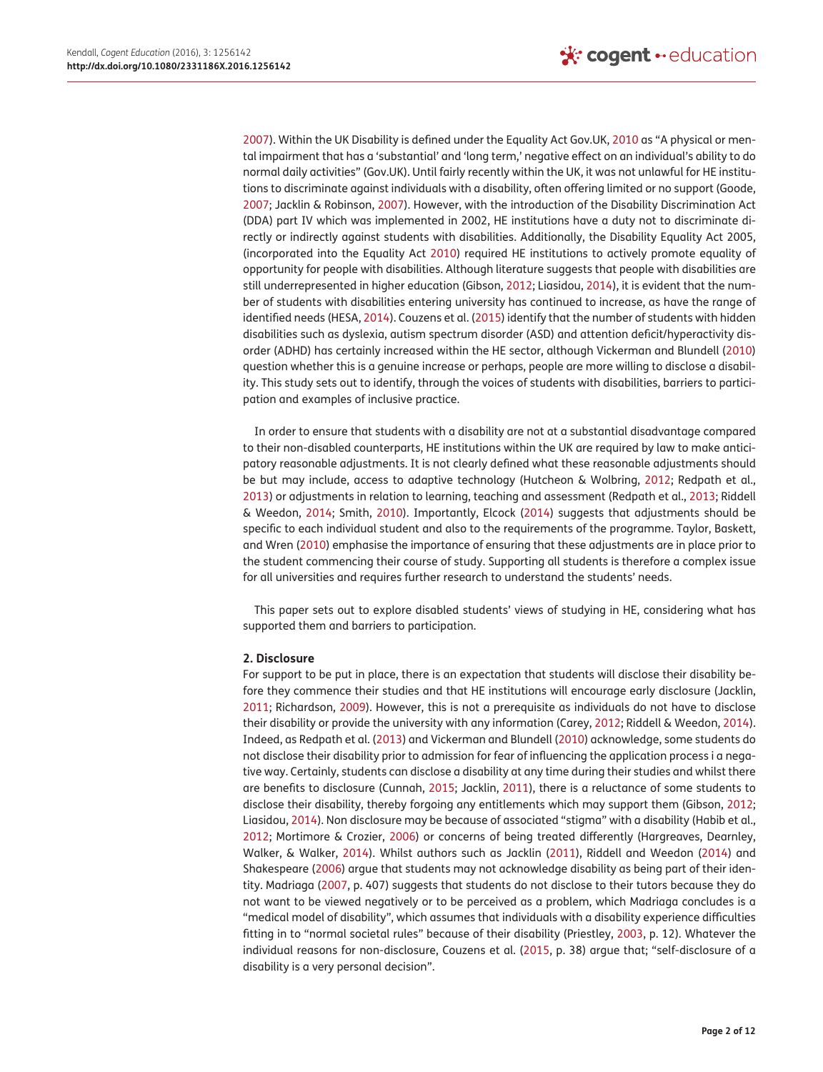2007). Within the UK Disability is defined under the Equality Act Gov.UK, 2010 as "A physical or mental impairment that has a 'substantial' and 'long term,' negative effect on an individual's ability to do normal daily activities" (Gov.UK). Until fairly recently within the UK, it was not unlawful for HE institutions to discriminate against individuals with a disability, often offering limited or no support (Goode, 2007; Jacklin & Robinson, 2007). However, with the introduction of the Disability Discrimination Act (DDA) part IV which was implemented in 2002, HE institutions have a duty not to discriminate directly or indirectly against students with disabilities. Additionally, the Disability Equality Act 2005, (incorporated into the Equality Act 2010) required HE institutions to actively promote equality of opportunity for people with disabilities. Although literature suggests that people with disabilities are still underrepresented in higher education (Gibson, 2012; Liasidou, 2014), it is evident that the number of students with disabilities entering university has continued to increase, as have the range of identified needs (HESA, 2014). Couzens et al. (2015) identify that the number of students with hidden disabilities such as dyslexia, autism spectrum disorder (ASD) and attention deficit/hyperactivity disorder (ADHD) has certainly increased within the HE sector, although Vickerman and Blundell (2010) question whether this is a genuine increase or perhaps, people are more willing to disclose a disability. This study sets out to identify, through the voices of students with disabilities, barriers to participation and examples of inclusive practice.

In order to ensure that students with a disability are not at a substantial disadvantage compared to their non-disabled counterparts, HE institutions within the UK are required by law to make anticipatory reasonable adjustments. It is not clearly defined what these reasonable adjustments should be but may include, access to adaptive technology (Hutcheon & Wolbring, 2012; Redpath et al., 2013) or adjustments in relation to learning, teaching and assessment (Redpath et al., 2013; Riddell & Weedon, 2014; Smith, 2010). Importantly, Elcock (2014) suggests that adjustments should be specific to each individual student and also to the requirements of the programme. Taylor, Baskett, and Wren (2010) emphasise the importance of ensuring that these adjustments are in place prior to the student commencing their course of study. Supporting all students is therefore a complex issue for all universities and requires further research to understand the students' needs.

This paper sets out to explore disabled students' views of studying in HE, considering what has supported them and barriers to participation.

## 2. Disclosure

For support to be put in place, there is an expectation that students will disclose their disability before they commence their studies and that HE institutions will encourage early disclosure (Jacklin, 2011; Richardson, 2009). However, this is not a prerequisite as individuals do not have to disclose their disability or provide the university with any information (Carey, 2012; Riddell & Weedon, 2014). Indeed, as Redpath et al. (2013) and Vickerman and Blundell (2010) acknowledge, some students do not disclose their disability prior to admission for fear of influencing the application process i a negative way. Certainly, students can disclose a disability at any time during their studies and whilst there are benefits to disclosure (Cunnah, 2015; Jacklin, 2011), there is a reluctance of some students to disclose their disability, thereby forgoing any entitlements which may support them (Gibson, 2012; Liasidou, 2014). Non disclosure may be because of associated "stigma" with a disability (Habib et al., 2012; Mortimore & Crozier, 2006) or concerns of being treated differently (Hargreaves, Dearnley, Walker, & Walker, 2014). Whilst authors such as Jacklin (2011), Riddell and Weedon (2014) and Shakespeare (2006) argue that students may not acknowledge disability as being part of their identity. Madriaga (2007, p. 407) suggests that students do not disclose to their tutors because they do not want to be viewed negatively or to be perceived as a problem, which Madriaga concludes is a "medical model of disability", which assumes that individuals with a disability experience difficulties fitting in to "normal societal rules" because of their disability (Priestley, 2003, p. 12). Whatever the individual reasons for non-disclosure, Couzens et al. (2015, p. 38) argue that; "self-disclosure of a disability is a very personal decision".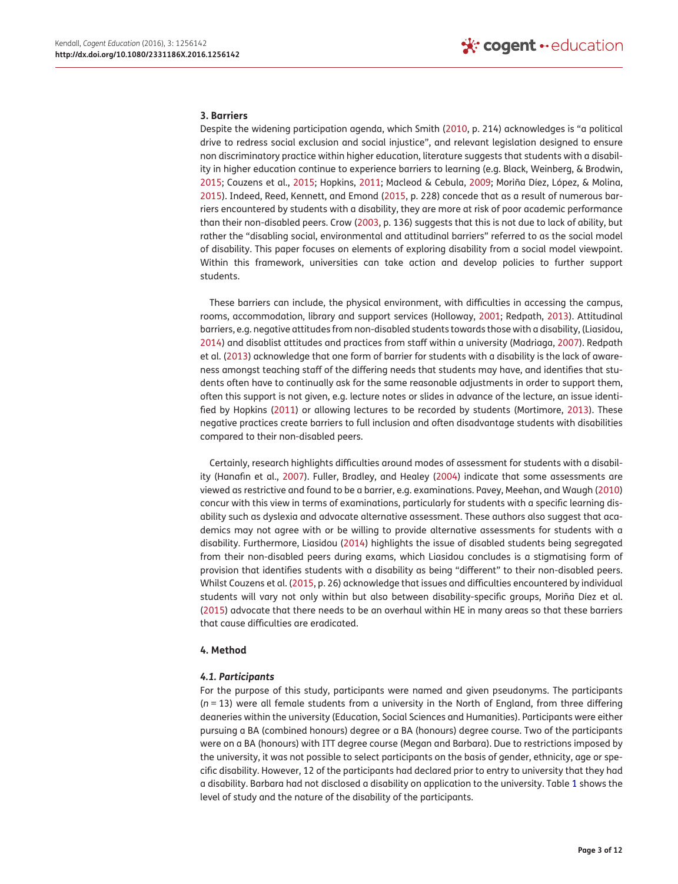## 3. Barriers

Despite the widening participation agenda, which Smith (2010, p. 214) acknowledges is "a political drive to redress social exclusion and social injustice", and relevant legislation designed to ensure non discriminatory practice within higher education, literature suggests that students with a disability in higher education continue to experience barriers to learning (e.g. Black, Weinberg, & Brodwin, 2015; Couzens et al., 2015; Hopkins, 2011; Macleod & Cebula, 2009; Moriña Díez, López, & Molina, 2015). Indeed, Reed, Kennett, and Emond (2015, p. 228) concede that as a result of numerous barriers encountered by students with a disability, they are more at risk of poor academic performance than their non-disabled peers. Crow (2003, p. 136) suggests that this is not due to lack of ability, but rather the "disabling social, environmental and attitudinal barriers" referred to as the social model of disability. This paper focuses on elements of exploring disability from a social model viewpoint. Within this framework, universities can take action and develop policies to further support students.

These barriers can include, the physical environment, with difficulties in accessing the campus, rooms, accommodation, library and support services (Holloway, 2001; Redpath, 2013). Attitudinal barriers, e.g. negative attitudes from non-disabled students towards those with a disability, (Liasidou, 2014) and disablist attitudes and practices from staff within a university (Madriaga, 2007). Redpath et al. (2013) acknowledge that one form of barrier for students with a disability is the lack of awareness amongst teaching staff of the differing needs that students may have, and identifies that students often have to continually ask for the same reasonable adjustments in order to support them, often this support is not given, e.g. lecture notes or slides in advance of the lecture, an issue identified by Hopkins (2011) or allowing lectures to be recorded by students (Mortimore, 2013). These negative practices create barriers to full inclusion and often disadvantage students with disabilities compared to their non-disabled peers.

Certainly, research highlights difficulties around modes of assessment for students with a disability (Hanafin et al., 2007). Fuller, Bradley, and Healey (2004) indicate that some assessments are viewed as restrictive and found to be a barrier, e.g. examinations. Pavey, Meehan, and Waugh (2010) concur with this view in terms of examinations, particularly for students with a specific learning disability such as dyslexia and advocate alternative assessment. These authors also suggest that academics may not agree with or be willing to provide alternative assessments for students with a disability. Furthermore, Liasidou (2014) highlights the issue of disabled students being segregated from their non-disabled peers during exams, which Liasidou concludes is a stigmatising form of provision that identifies students with a disability as being "different" to their non-disabled peers. Whilst Couzens et al. (2015, p. 26) acknowledge that issues and difficulties encountered by individual students will vary not only within but also between disability-specific groups, Moriña Díez et al. (2015) advocate that there needs to be an overhaul within HE in many areas so that these barriers that cause difficulties are eradicated.

## 4. Method

### *4.1. Participants*

For the purpose of this study, participants were named and given pseudonyms. The participants (*n* = 13) were all female students from a university in the North of England, from three differing deaneries within the university (Education, Social Sciences and Humanities). Participants were either pursuing a BA (combined honours) degree or a BA (honours) degree course. Two of the participants were on a BA (honours) with ITT degree course (Megan and Barbara). Due to restrictions imposed by the university, it was not possible to select participants on the basis of gender, ethnicity, age or specific disability. However, 12 of the participants had declared prior to entry to university that they had a disability. Barbara had not disclosed a disability on application to the university. Table 1 shows the level of study and the nature of the disability of the participants.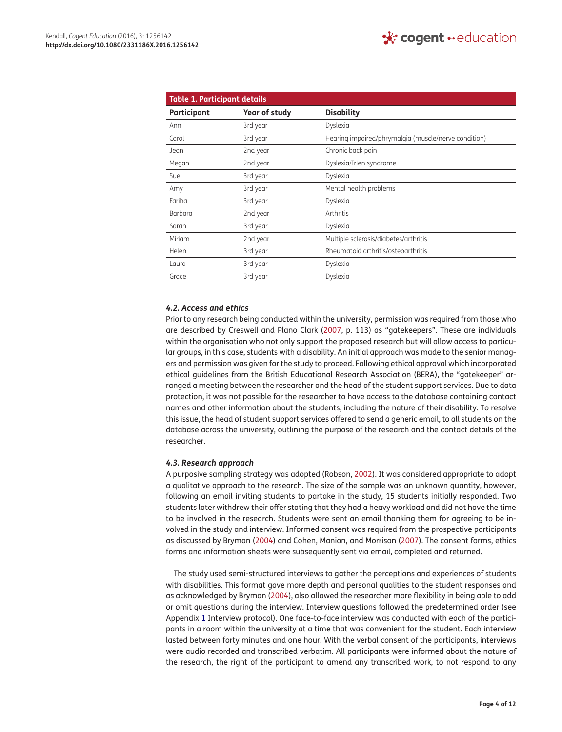**Table 1. Participant details**

| Participant | Year of study | Disability |
|---|---|---|
| Ann | 3rd year | Dyslexia |
| Carol | 3rd year | Hearing impaired/phrymalgia (muscle/nerve condition) |
| Jean | 2nd year | Chronic back pain |
| Megan | 2nd year | Dyslexia/Irlen syndrome |
| Sue | 3rd year | Dyslexia |
| Amy | 3rd year | Mental health problems |
| Fariha | 3rd year | Dyslexia |
| Barbara | 2nd year | Arthritis |
| Sarah | 3rd year | Dyslexia |
| Miriam | 2nd year | Multiple sclerosis/diabetes/arthritis |
| Helen | 3rd year | Rheumatoid arthritis/osteoarthritis |
| Laura | 3rd year | Dyslexia |
| Grace | 3rd year | Dyslexia |

### *4.2. Access and ethics*

Prior to any research being conducted within the university, permission was required from those who are described by Creswell and Plano Clark (2007, p. 113) as "gatekeepers". These are individuals within the organisation who not only support the proposed research but will allow access to particular groups, in this case, students with a disability. An initial approach was made to the senior managers and permission was given for the study to proceed. Following ethical approval which incorporated ethical guidelines from the British Educational Research Association (BERA), the "gatekeeper" arranged a meeting between the researcher and the head of the student support services. Due to data protection, it was not possible for the researcher to have access to the database containing contact names and other information about the students, including the nature of their disability. To resolve this issue, the head of student support services offered to send a generic email, to all students on the database across the university, outlining the purpose of the research and the contact details of the researcher.

### *4.3. Research approach*

A purposive sampling strategy was adopted (Robson, 2002). It was considered appropriate to adopt a qualitative approach to the research. The size of the sample was an unknown quantity, however, following an email inviting students to partake in the study, 15 students initially responded. Two students later withdrew their offer stating that they had a heavy workload and did not have the time to be involved in the research. Students were sent an email thanking them for agreeing to be involved in the study and interview. Informed consent was required from the prospective participants as discussed by Bryman (2004) and Cohen, Manion, and Morrison (2007). The consent forms, ethics forms and information sheets were subsequently sent via email, completed and returned.

The study used semi-structured interviews to gather the perceptions and experiences of students with disabilities. This format gave more depth and personal qualities to the student responses and as acknowledged by Bryman (2004), also allowed the researcher more flexibility in being able to add or omit questions during the interview. Interview questions followed the predetermined order (see Appendix 1 Interview protocol). One face-to-face interview was conducted with each of the participants in a room within the university at a time that was convenient for the student. Each interview lasted between forty minutes and one hour. With the verbal consent of the participants, interviews were audio recorded and transcribed verbatim. All participants were informed about the nature of the research, the right of the participant to amend any transcribed work, to not respond to any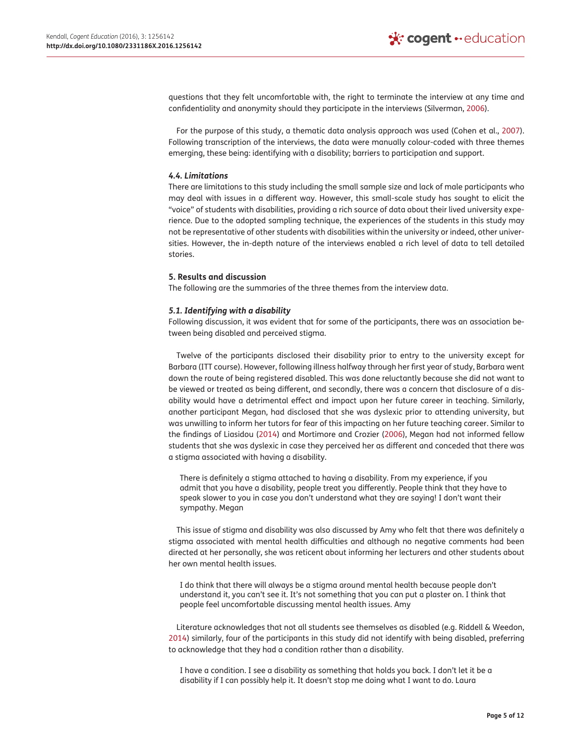questions that they felt uncomfortable with, the right to terminate the interview at any time and confidentiality and anonymity should they participate in the interviews (Silverman, 2006).

For the purpose of this study, a thematic data analysis approach was used (Cohen et al., 2007). Following transcription of the interviews, the data were manually colour-coded with three themes emerging, these being: identifying with a disability; barriers to participation and support.

### 4.4. Limitations

There are limitations to this study including the small sample size and lack of male participants who may deal with issues in a different way. However, this small-scale study has sought to elicit the "voice" of students with disabilities, providing a rich source of data about their lived university experience. Due to the adopted sampling technique, the experiences of the students in this study may not be representative of other students with disabilities within the university or indeed, other universities. However, the in-depth nature of the interviews enabled a rich level of data to tell detailed stories.

## 5. Results and discussion

The following are the summaries of the three themes from the interview data.

### 5.1. Identifying with a disability

Following discussion, it was evident that for some of the participants, there was an association between being disabled and perceived stigma.

Twelve of the participants disclosed their disability prior to entry to the university except for Barbara (ITT course). However, following illness halfway through her first year of study, Barbara went down the route of being registered disabled. This was done reluctantly because she did not want to be viewed or treated as being different, and secondly, there was a concern that disclosure of a disability would have a detrimental effect and impact upon her future career in teaching. Similarly, another participant Megan, had disclosed that she was dyslexic prior to attending university, but was unwilling to inform her tutors for fear of this impacting on her future teaching career. Similar to the findings of Liasidou (2014) and Mortimore and Crozier (2006), Megan had not informed fellow students that she was dyslexic in case they perceived her as different and conceded that there was a stigma associated with having a disability.

> There is definitely a stigma attached to having a disability. From my experience, if you admit that you have a disability, people treat you differently. People think that they have to speak slower to you in case you don't understand what they are saying! I don't want their sympathy. Megan

This issue of stigma and disability was also discussed by Amy who felt that there was definitely a stigma associated with mental health difficulties and although no negative comments had been directed at her personally, she was reticent about informing her lecturers and other students about her own mental health issues.

> I do think that there will always be a stigma around mental health because people don't understand it, you can't see it. It's not something that you can put a plaster on. I think that people feel uncomfortable discussing mental health issues. Amy

Literature acknowledges that not all students see themselves as disabled (e.g. Riddell & Weedon, 2014) similarly, four of the participants in this study did not identify with being disabled, preferring to acknowledge that they had a condition rather than a disability.

> I have a condition. I see a disability as something that holds you back. I don't let it be a disability if I can possibly help it. It doesn't stop me doing what I want to do. Laura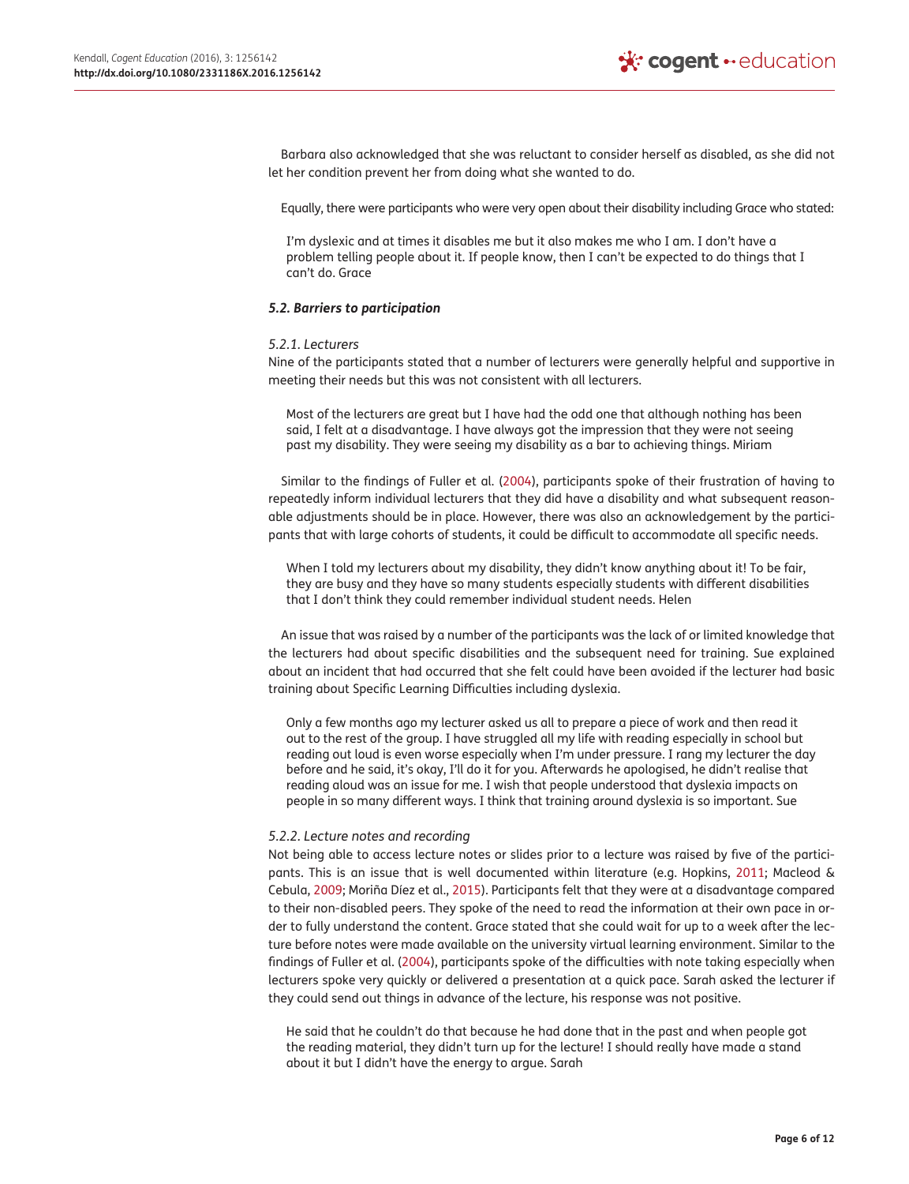Barbara also acknowledged that she was reluctant to consider herself as disabled, as she did not let her condition prevent her from doing what she wanted to do.

Equally, there were participants who were very open about their disability including Grace who stated:

> I'm dyslexic and at times it disables me but it also makes me who I am. I don't have a problem telling people about it. If people know, then I can't be expected to do things that I can't do. Grace

### *5.2. Barriers to participation*

#### *5.2.1. Lecturers*

Nine of the participants stated that a number of lecturers were generally helpful and supportive in meeting their needs but this was not consistent with all lecturers.

> Most of the lecturers are great but I have had the odd one that although nothing has been said, I felt at a disadvantage. I have always got the impression that they were not seeing past my disability. They were seeing my disability as a bar to achieving things. Miriam

Similar to the findings of Fuller et al. (2004), participants spoke of their frustration of having to repeatedly inform individual lecturers that they did have a disability and what subsequent reasonable adjustments should be in place. However, there was also an acknowledgement by the participants that with large cohorts of students, it could be difficult to accommodate all specific needs.

> When I told my lecturers about my disability, they didn't know anything about it! To be fair, they are busy and they have so many students especially students with different disabilities that I don't think they could remember individual student needs. Helen

An issue that was raised by a number of the participants was the lack of or limited knowledge that the lecturers had about specific disabilities and the subsequent need for training. Sue explained about an incident that had occurred that she felt could have been avoided if the lecturer had basic training about Specific Learning Difficulties including dyslexia.

> Only a few months ago my lecturer asked us all to prepare a piece of work and then read it out to the rest of the group. I have struggled all my life with reading especially in school but reading out loud is even worse especially when I'm under pressure. I rang my lecturer the day before and he said, it's okay, I'll do it for you. Afterwards he apologised, he didn't realise that reading aloud was an issue for me. I wish that people understood that dyslexia impacts on people in so many different ways. I think that training around dyslexia is so important. Sue

#### *5.2.2. Lecture notes and recording*

Not being able to access lecture notes or slides prior to a lecture was raised by five of the participants. This is an issue that is well documented within literature (e.g. Hopkins, 2011; Macleod & Cebula, 2009; Moriña Díez et al., 2015). Participants felt that they were at a disadvantage compared to their non-disabled peers. They spoke of the need to read the information at their own pace in order to fully understand the content. Grace stated that she could wait for up to a week after the lecture before notes were made available on the university virtual learning environment. Similar to the findings of Fuller et al. (2004), participants spoke of the difficulties with note taking especially when lecturers spoke very quickly or delivered a presentation at a quick pace. Sarah asked the lecturer if they could send out things in advance of the lecture, his response was not positive.

> He said that he couldn't do that because he had done that in the past and when people got the reading material, they didn't turn up for the lecture! I should really have made a stand about it but I didn't have the energy to argue. Sarah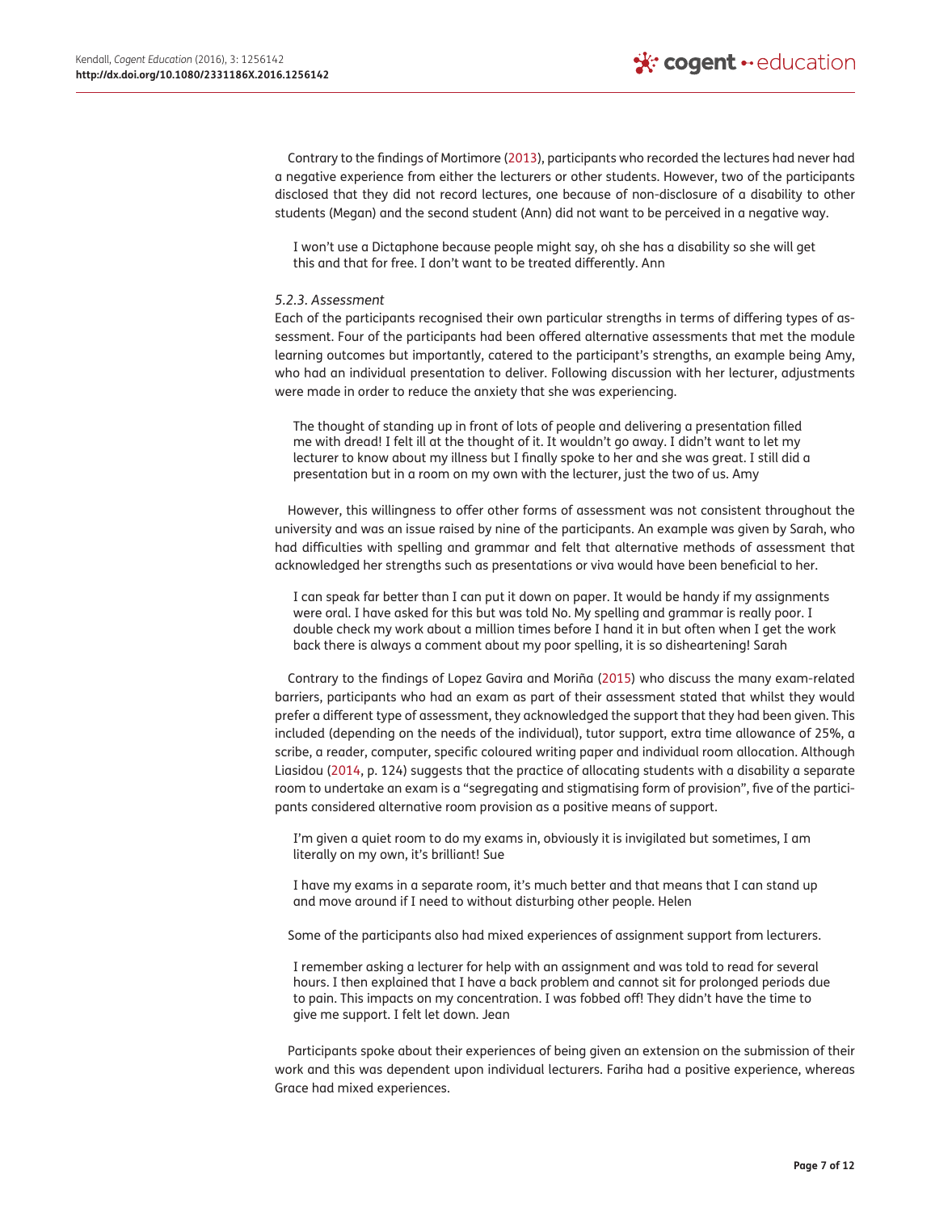Contrary to the findings of Mortimore (2013), participants who recorded the lectures had never had a negative experience from either the lecturers or other students. However, two of the participants disclosed that they did not record lectures, one because of non-disclosure of a disability to other students (Megan) and the second student (Ann) did not want to be perceived in a negative way.

> I won't use a Dictaphone because people might say, oh she has a disability so she will get this and that for free. I don't want to be treated differently. Ann

### *5.2.3. Assessment*

Each of the participants recognised their own particular strengths in terms of differing types of assessment. Four of the participants had been offered alternative assessments that met the module learning outcomes but importantly, catered to the participant's strengths, an example being Amy, who had an individual presentation to deliver. Following discussion with her lecturer, adjustments were made in order to reduce the anxiety that she was experiencing.

> The thought of standing up in front of lots of people and delivering a presentation filled me with dread! I felt ill at the thought of it. It wouldn't go away. I didn't want to let my lecturer to know about my illness but I finally spoke to her and she was great. I still did a presentation but in a room on my own with the lecturer, just the two of us. Amy

However, this willingness to offer other forms of assessment was not consistent throughout the university and was an issue raised by nine of the participants. An example was given by Sarah, who had difficulties with spelling and grammar and felt that alternative methods of assessment that acknowledged her strengths such as presentations or viva would have been beneficial to her.

> I can speak far better than I can put it down on paper. It would be handy if my assignments were oral. I have asked for this but was told No. My spelling and grammar is really poor. I double check my work about a million times before I hand it in but often when I get the work back there is always a comment about my poor spelling, it is so disheartening! Sarah

Contrary to the findings of Lopez Gavira and Moriña (2015) who discuss the many exam-related barriers, participants who had an exam as part of their assessment stated that whilst they would prefer a different type of assessment, they acknowledged the support that they had been given. This included (depending on the needs of the individual), tutor support, extra time allowance of 25%, a scribe, a reader, computer, specific coloured writing paper and individual room allocation. Although Liasidou (2014, p. 124) suggests that the practice of allocating students with a disability a separate room to undertake an exam is a "segregating and stigmatising form of provision", five of the participants considered alternative room provision as a positive means of support.

> I'm given a quiet room to do my exams in, obviously it is invigilated but sometimes, I am literally on my own, it's brilliant! Sue

> I have my exams in a separate room, it's much better and that means that I can stand up and move around if I need to without disturbing other people. Helen

Some of the participants also had mixed experiences of assignment support from lecturers.

> I remember asking a lecturer for help with an assignment and was told to read for several hours. I then explained that I have a back problem and cannot sit for prolonged periods due to pain. This impacts on my concentration. I was fobbed off! They didn't have the time to give me support. I felt let down. Jean

Participants spoke about their experiences of being given an extension on the submission of their work and this was dependent upon individual lecturers. Fariha had a positive experience, whereas Grace had mixed experiences.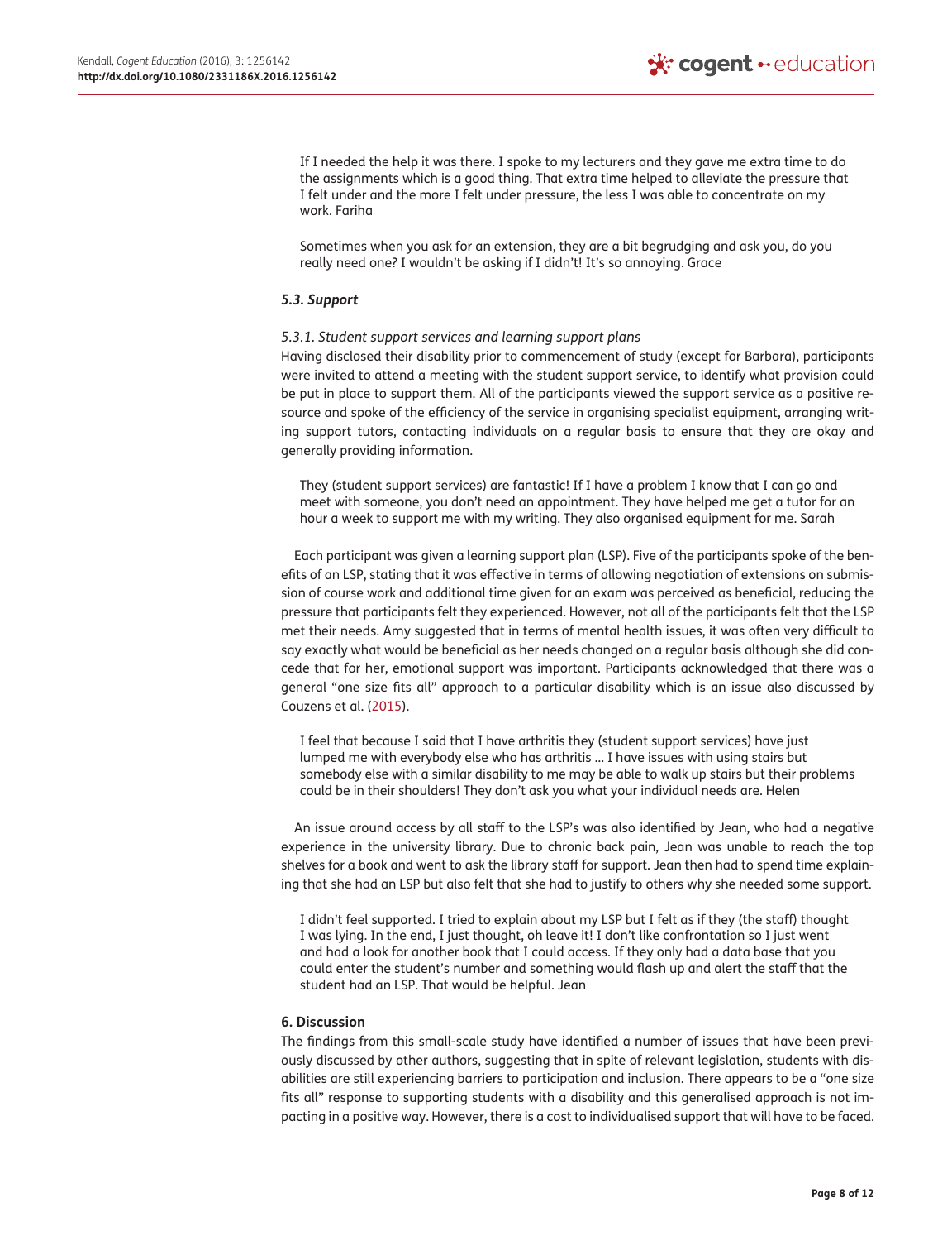> If I needed the help it was there. I spoke to my lecturers and they gave me extra time to do the assignments which is a good thing. That extra time helped to alleviate the pressure that I felt under and the more I felt under pressure, the less I was able to concentrate on my work. Fariha

> Sometimes when you ask for an extension, they are a bit begrudging and ask you, do you really need one? I wouldn't be asking if I didn't! It's so annoying. Grace

### *5.3. Support*

#### *5.3.1. Student support services and learning support plans*

Having disclosed their disability prior to commencement of study (except for Barbara), participants were invited to attend a meeting with the student support service, to identify what provision could be put in place to support them. All of the participants viewed the support service as a positive resource and spoke of the efficiency of the service in organising specialist equipment, arranging writing support tutors, contacting individuals on a regular basis to ensure that they are okay and generally providing information.

> They (student support services) are fantastic! If I have a problem I know that I can go and meet with someone, you don't need an appointment. They have helped me get a tutor for an hour a week to support me with my writing. They also organised equipment for me. Sarah

Each participant was given a learning support plan (LSP). Five of the participants spoke of the benefits of an LSP, stating that it was effective in terms of allowing negotiation of extensions on submission of course work and additional time given for an exam was perceived as beneficial, reducing the pressure that participants felt they experienced. However, not all of the participants felt that the LSP met their needs. Amy suggested that in terms of mental health issues, it was often very difficult to say exactly what would be beneficial as her needs changed on a regular basis although she did concede that for her, emotional support was important. Participants acknowledged that there was a general "one size fits all" approach to a particular disability which is an issue also discussed by Couzens et al. (2015).

> I feel that because I said that I have arthritis they (student support services) have just lumped me with everybody else who has arthritis … I have issues with using stairs but somebody else with a similar disability to me may be able to walk up stairs but their problems could be in their shoulders! They don't ask you what your individual needs are. Helen

An issue around access by all staff to the LSP's was also identified by Jean, who had a negative experience in the university library. Due to chronic back pain, Jean was unable to reach the top shelves for a book and went to ask the library staff for support. Jean then had to spend time explaining that she had an LSP but also felt that she had to justify to others why she needed some support.

> I didn't feel supported. I tried to explain about my LSP but I felt as if they (the staff) thought I was lying. In the end, I just thought, oh leave it! I don't like confrontation so I just went and had a look for another book that I could access. If they only had a data base that you could enter the student's number and something would flash up and alert the staff that the student had an LSP. That would be helpful. Jean

## 6. Discussion

The findings from this small-scale study have identified a number of issues that have been previously discussed by other authors, suggesting that in spite of relevant legislation, students with disabilities are still experiencing barriers to participation and inclusion. There appears to be a "one size fits all" response to supporting students with a disability and this generalised approach is not impacting in a positive way. However, there is a cost to individualised support that will have to be faced.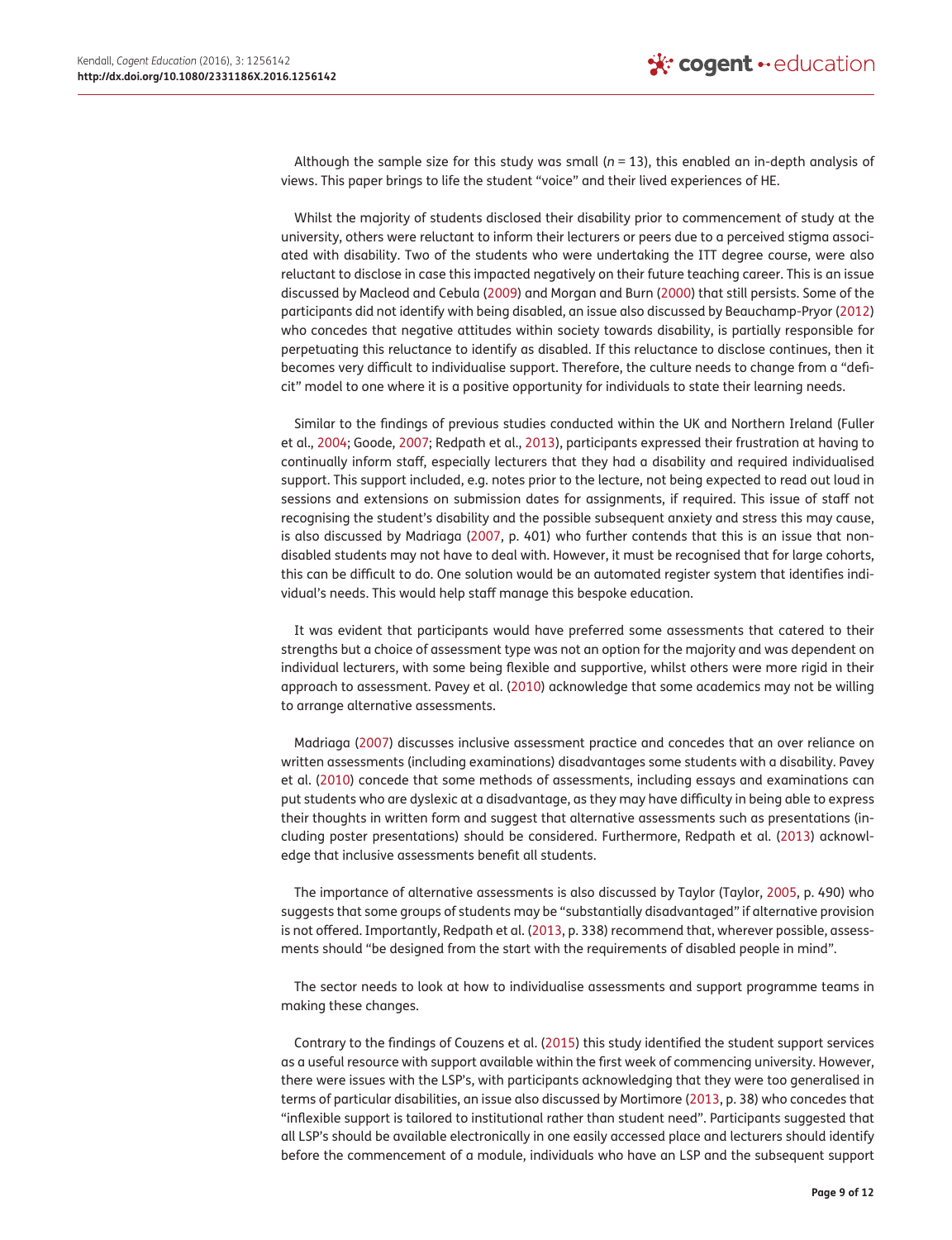Although the sample size for this study was small (*n* = 13), this enabled an in-depth analysis of views. This paper brings to life the student "voice" and their lived experiences of HE.

Whilst the majority of students disclosed their disability prior to commencement of study at the university, others were reluctant to inform their lecturers or peers due to a perceived stigma associated with disability. Two of the students who were undertaking the ITT degree course, were also reluctant to disclose in case this impacted negatively on their future teaching career. This is an issue discussed by Macleod and Cebula (2009) and Morgan and Burn (2000) that still persists. Some of the participants did not identify with being disabled, an issue also discussed by Beauchamp-Pryor (2012) who concedes that negative attitudes within society towards disability, is partially responsible for perpetuating this reluctance to identify as disabled. If this reluctance to disclose continues, then it becomes very difficult to individualise support. Therefore, the culture needs to change from a "deficit" model to one where it is a positive opportunity for individuals to state their learning needs.

Similar to the findings of previous studies conducted within the UK and Northern Ireland (Fuller et al., 2004; Goode, 2007; Redpath et al., 2013), participants expressed their frustration at having to continually inform staff, especially lecturers that they had a disability and required individualised support. This support included, e.g. notes prior to the lecture, not being expected to read out loud in sessions and extensions on submission dates for assignments, if required. This issue of staff not recognising the student's disability and the possible subsequent anxiety and stress this may cause, is also discussed by Madriaga (2007, p. 401) who further contends that this is an issue that non-disabled students may not have to deal with. However, it must be recognised that for large cohorts, this can be difficult to do. One solution would be an automated register system that identifies individual's needs. This would help staff manage this bespoke education.

It was evident that participants would have preferred some assessments that catered to their strengths but a choice of assessment type was not an option for the majority and was dependent on individual lecturers, with some being flexible and supportive, whilst others were more rigid in their approach to assessment. Pavey et al. (2010) acknowledge that some academics may not be willing to arrange alternative assessments.

Madriaga (2007) discusses inclusive assessment practice and concedes that an over reliance on written assessments (including examinations) disadvantages some students with a disability. Pavey et al. (2010) concede that some methods of assessments, including essays and examinations can put students who are dyslexic at a disadvantage, as they may have difficulty in being able to express their thoughts in written form and suggest that alternative assessments such as presentations (including poster presentations) should be considered. Furthermore, Redpath et al. (2013) acknowledge that inclusive assessments benefit all students.

The importance of alternative assessments is also discussed by Taylor (Taylor, 2005, p. 490) who suggests that some groups of students may be "substantially disadvantaged" if alternative provision is not offered. Importantly, Redpath et al. (2013, p. 338) recommend that, wherever possible, assessments should "be designed from the start with the requirements of disabled people in mind".

The sector needs to look at how to individualise assessments and support programme teams in making these changes.

Contrary to the findings of Couzens et al. (2015) this study identified the student support services as a useful resource with support available within the first week of commencing university. However, there were issues with the LSP's, with participants acknowledging that they were too generalised in terms of particular disabilities, an issue also discussed by Mortimore (2013, p. 38) who concedes that "inflexible support is tailored to institutional rather than student need". Participants suggested that all LSP's should be available electronically in one easily accessed place and lecturers should identify before the commencement of a module, individuals who have an LSP and the subsequent support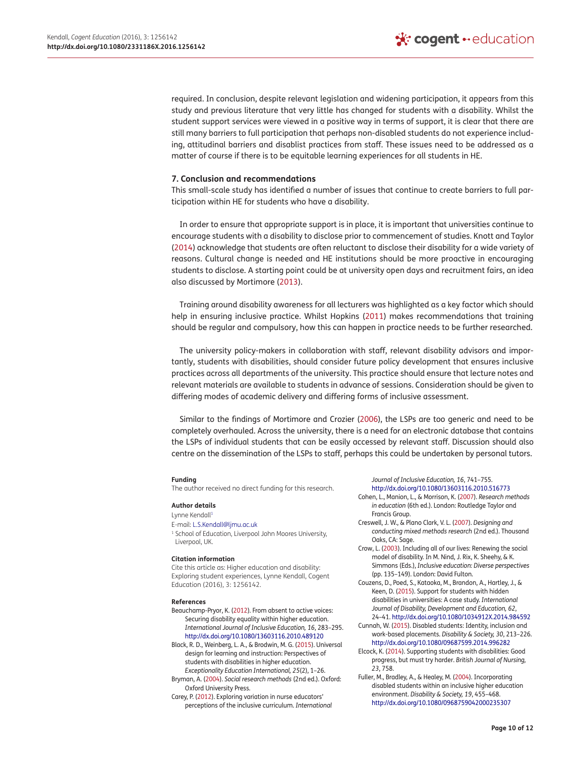required. In conclusion, despite relevant legislation and widening participation, it appears from this study and previous literature that very little has changed for students with a disability. Whilst the student support services were viewed in a positive way in terms of support, it is clear that there are still many barriers to full participation that perhaps non-disabled students do not experience including, attitudinal barriers and disablist practices from staff. These issues need to be addressed as a matter of course if there is to be equitable learning experiences for all students in HE.

## 7. Conclusion and recommendations

This small-scale study has identified a number of issues that continue to create barriers to full participation within HE for students who have a disability.

In order to ensure that appropriate support is in place, it is important that universities continue to encourage students with a disability to disclose prior to commencement of studies. Knott and Taylor (2014) acknowledge that students are often reluctant to disclose their disability for a wide variety of reasons. Cultural change is needed and HE institutions should be more proactive in encouraging students to disclose. A starting point could be at university open days and recruitment fairs, an idea also discussed by Mortimore (2013).

Training around disability awareness for all lecturers was highlighted as a key factor which should help in ensuring inclusive practice. Whilst Hopkins (2011) makes recommendations that training should be regular and compulsory, how this can happen in practice needs to be further researched.

The university policy-makers in collaboration with staff, relevant disability advisors and importantly, students with disabilities, should consider future policy development that ensures inclusive practices across all departments of the university. This practice should ensure that lecture notes and relevant materials are available to students in advance of sessions. Consideration should be given to differing modes of academic delivery and differing forms of inclusive assessment.

Similar to the findings of Mortimore and Crozier (2006), the LSPs are too generic and need to be completely overhauled. Across the university, there is a need for an electronic database that contains the LSPs of individual students that can be easily accessed by relevant staff. Discussion should also centre on the dissemination of the LSPs to staff, perhaps this could be undertaken by personal tutors.

**Funding**

The author received no direct funding for this research.

**Author details**

Lynne Kendall[1]

E-mail: L.S.Kendall@ljmu.ac.uk

[1] School of Education, Liverpool John Moores University, Liverpool, UK.

**Citation information**

Cite this article as: Higher education and disability: Exploring student experiences, Lynne Kendall, Cogent Education (2016), 3: 1256142.

**References**

Beauchamp-Pryor, K. (2012). From absent to active voices: Securing disability equality within higher education. *International Journal of Inclusive Education, 16*, 283–295. http://dx.doi.org/10.1080/13603116.2010.489120

Black, R. D., Weinberg, L. A., & Brodwin, M. G. (2015). Universal design for learning and instruction: Perspectives of students with disabilities in higher education. *Exceptionality Education International, 25*(2), 1–26.

Bryman, A. (2004). *Social research methods* (2nd ed.). Oxford: Oxford University Press.

Carey, P. (2012). Exploring variation in nurse educators' perceptions of the inclusive curriculum. *International Journal of Inclusive Education, 16*, 741–755. http://dx.doi.org/10.1080/13603116.2010.516773

Cohen, L., Manion, L., & Morrison, K. (2007). *Research methods in education* (6th ed.). London: Routledge Taylor and Francis Group.

Creswell, J. W., & Plano Clark, V. L. (2007). *Designing and conducting mixed methods research* (2nd ed.). Thousand Oaks, CA: Sage.

Crow, L. (2003). Including all of our lives: Renewing the social model of disability. In M. Nind, J. Rix, K. Sheehy, & K. Simmons (Eds.), *Inclusive education: Diverse perspectives* (pp. 135–149). London: David Fulton.

Couzens, D., Poed, S., Kataoka, M., Brandon, A., Hartley, J., & Keen, D. (2015). Support for students with hidden disabilities in universities: A case study. *International Journal of Disability, Development and Education, 62*, 24–41. http://dx.doi.org/10.1080/1034912X.2014.984592

Cunnah, W. (2015). Disabled students: Identity, inclusion and work-based placements. *Disability & Society, 30*, 213–226. http://dx.doi.org/10.1080/09687599.2014.996282

Elcock, K. (2014). Supporting students with disabilities: Good progress, but must try harder. *British Journal of Nursing, 23*, 758.

Fuller, M., Bradley, A., & Healey, M. (2004). Incorporating disabled students within an inclusive higher education environment. *Disability & Society, 19*, 455–468. http://dx.doi.org/10.1080/0968759042000235307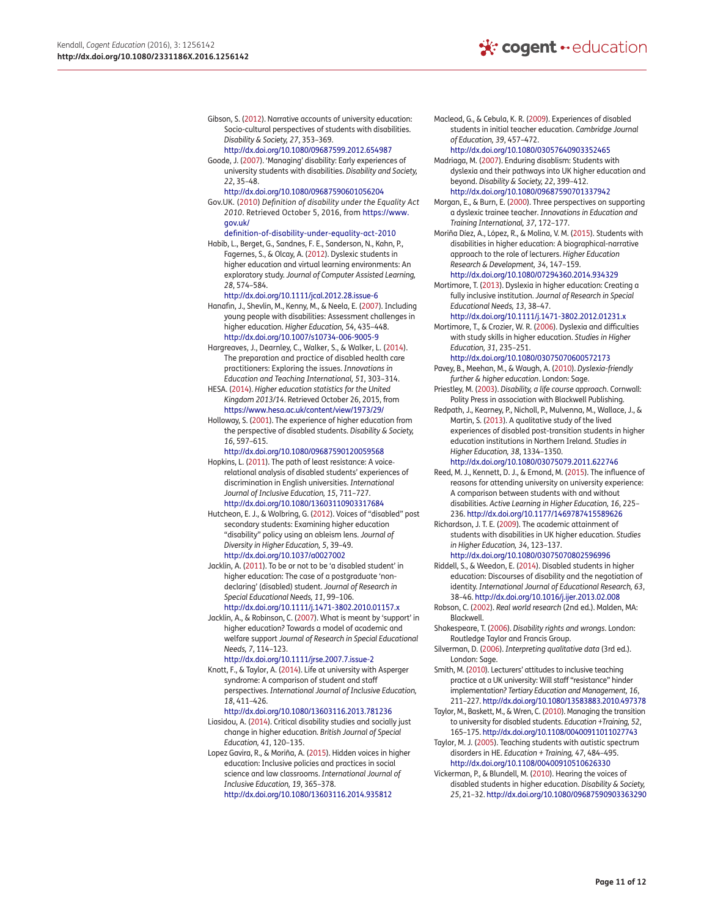Gibson, S. (2012). Narrative accounts of university education: Socio-cultural perspectives of students with disabilities. *Disability & Society, 27*, 353–369. http://dx.doi.org/10.1080/09687599.2012.654987

Goode, J. (2007). 'Managing' disability: Early experiences of university students with disabilities. *Disability and Society, 22*, 35–48. http://dx.doi.org/10.1080/09687590601056204

Gov.UK. (2010) *Definition of disability under the Equality Act 2010*. Retrieved October 5, 2016, from https://www.gov.uk/definition-of-disability-under-equality-act-2010

Habib, L., Berget, G., Sandnes, F. E., Sanderson, N., Kahn, P., Fagernes, S., & Olcay, A. (2012). Dyslexic students in higher education and virtual learning environments: An exploratory study. *Journal of Computer Assisted Learning, 28*, 574–584. http://dx.doi.org/10.1111/jcal.2012.28.issue-6

Hanafin, J., Shevlin, M., Kenny, M., & Neela, E. (2007). Including young people with disabilities: Assessment challenges in higher education. *Higher Education, 54*, 435–448. http://dx.doi.org/10.1007/s10734-006-9005-9

Hargreaves, J., Dearnley, C., Walker, S., & Walker, L. (2014). The preparation and practice of disabled health care practitioners: Exploring the issues. *Innovations in Education and Teaching International, 51*, 303–314.

HESA. (2014). *Higher education statistics for the United Kingdom 2013/14*. Retrieved October 26, 2015, from https://www.hesa.ac.uk/content/view/1973/29/

Holloway, S. (2001). The experience of higher education from the perspective of disabled students. *Disability & Society, 16*, 597–615. http://dx.doi.org/10.1080/09687590120059568

Hopkins, L. (2011). The path of least resistance: A voice-relational analysis of disabled students' experiences of discrimination in English universities. *International Journal of Inclusive Education, 15*, 711–727. http://dx.doi.org/10.1080/13603110903317684

Hutcheon, E. J., & Wolbring, G. (2012). Voices of "disabled" post secondary students: Examining higher education "disability" policy using an ableism lens. *Journal of Diversity in Higher Education, 5*, 39–49. http://dx.doi.org/10.1037/a0027002

Jacklin, A. (2011). To be or not to be 'a disabled student' in higher education: The case of a postgraduate 'non-declaring' (disabled) student. *Journal of Research in Special Educational Needs, 11*, 99–106. http://dx.doi.org/10.1111/j.1471-3802.2010.01157.x

Jacklin, A., & Robinson, C. (2007). What is meant by 'support' in higher education? Towards a model of academic and welfare support *Journal of Research in Special Educational Needs, 7*, 114–123. http://dx.doi.org/10.1111/jrse.2007.7.issue-2

Knott, F., & Taylor, A. (2014). Life at university with Asperger syndrome: A comparison of student and staff perspectives. *International Journal of Inclusive Education, 18*, 411–426. http://dx.doi.org/10.1080/13603116.2013.781236

Liasidou, A. (2014). Critical disability studies and socially just change in higher education. *British Journal of Special Education, 41*, 120–135.

Lopez Gavira, R., & Moriña, A. (2015). Hidden voices in higher education: Inclusive policies and practices in social science and law classrooms. *International Journal of Inclusive Education, 19*, 365–378. http://dx.doi.org/10.1080/13603116.2014.935812

Macleod, G., & Cebula, K. R. (2009). Experiences of disabled students in initial teacher education. *Cambridge Journal of Education, 39*, 457–472. http://dx.doi.org/10.1080/03057640903352465

Madriaga, M. (2007). Enduring disablism: Students with dyslexia and their pathways into UK higher education and beyond. *Disability & Society, 22*, 399–412. http://dx.doi.org/10.1080/09687590701337942

Morgan, E., & Burn, E. (2000). Three perspectives on supporting a dyslexic trainee teacher. *Innovations in Education and Training International, 37*, 172–177.

Moriña Díez, A., López, R., & Molina, V. M. (2015). Students with disabilities in higher education: A biographical-narrative approach to the role of lecturers. *Higher Education Research & Development, 34*, 147–159. http://dx.doi.org/10.1080/07294360.2014.934329

Mortimore, T. (2013). Dyslexia in higher education: Creating a fully inclusive institution. *Journal of Research in Special Educational Needs, 13*, 38–47. http://dx.doi.org/10.1111/j.1471-3802.2012.01231.x

Mortimore, T., & Crozier, W. R. (2006). Dyslexia and difficulties with study skills in higher education. *Studies in Higher Education, 31*, 235–251. http://dx.doi.org/10.1080/03075070600572173

Pavey, B., Meehan, M., & Waugh, A. (2010). *Dyslexia-friendly further & higher education*. London: Sage.

Priestley, M. (2003). *Disability, a life course approach*. Cornwall: Polity Press in association with Blackwell Publishing.

Redpath, J., Kearney, P., Nicholl, P., Mulvenna, M., Wallace, J., & Martin, S. (2013). A qualitative study of the lived experiences of disabled post-transition students in higher education institutions in Northern Ireland. *Studies in Higher Education, 38*, 1334–1350. http://dx.doi.org/10.1080/03075079.2011.622746

Reed, M. J., Kennett, D. J., & Emond, M. (2015). The influence of reasons for attending university on university experience: A comparison between students with and without disabilities. *Active Learning in Higher Education, 16*, 225–236. http://dx.doi.org/10.1177/1469787415589626

Richardson, J. T. E. (2009). The academic attainment of students with disabilities in UK higher education. *Studies in Higher Education, 34*, 123–137. http://dx.doi.org/10.1080/03075070802596996

Riddell, S., & Weedon, E. (2014). Disabled students in higher education: Discourses of disability and the negotiation of identity. *International Journal of Educational Research, 63*, 38–46. http://dx.doi.org/10.1016/j.ijer.2013.02.008

Robson, C. (2002). *Real world research* (2nd ed.). Malden, MA: Blackwell.

Shakespeare, T. (2006). *Disability rights and wrongs*. London: Routledge Taylor and Francis Group.

Silverman, D. (2006). *Interpreting qualitative data* (3rd ed.). London: Sage.

Smith, M. (2010). Lecturers' attitudes to inclusive teaching practice at a UK university: Will staff "resistance" hinder implementation? *Tertiary Education and Management, 16*, 211–227. http://dx.doi.org/10.1080/13583883.2010.497378

Taylor, M., Baskett, M., & Wren, C. (2010). Managing the transition to university for disabled students. *Education +Training, 52*, 165–175. http://dx.doi.org/10.1108/00400911011027743

Taylor, M. J. (2005). Teaching students with autistic spectrum disorders in HE. *Education + Training, 47*, 484–495. http://dx.doi.org/10.1108/00400910510626330

Vickerman, P., & Blundell, M. (2010). Hearing the voices of disabled students in higher education. *Disability & Society, 25*, 21–32. http://dx.doi.org/10.1080/09687590903363290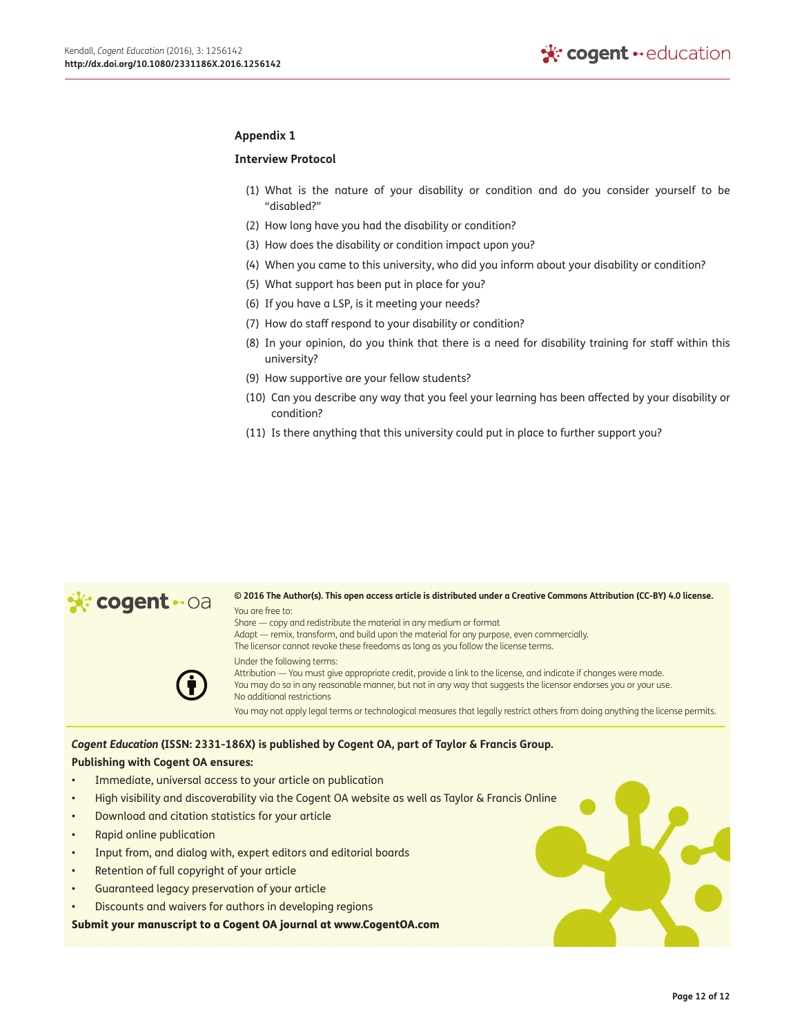## Appendix 1

### Interview Protocol

(1) What is the nature of your disability or condition and do you consider yourself to be "disabled?"

(2) How long have you had the disability or condition?

(3) How does the disability or condition impact upon you?

(4) When you came to this university, who did you inform about your disability or condition?

(5) What support has been put in place for you?

(6) If you have a LSP, is it meeting your needs?

(7) How do staff respond to your disability or condition?

(8) In your opinion, do you think that there is a need for disability training for staff within this university?

(9) How supportive are your fellow students?

(10) Can you describe any way that you feel your learning has been affected by your disability or condition?

(11) Is there anything that this university could put in place to further support you?

**© 2016 The Author(s). This open access article is distributed under a Creative Commons Attribution (CC-BY) 4.0 license.**

You are free to:

Share — copy and redistribute the material in any medium or format

Adapt — remix, transform, and build upon the material for any purpose, even commercially.

The licensor cannot revoke these freedoms as long as you follow the license terms.

Under the following terms:

Attribution — You must give appropriate credit, provide a link to the license, and indicate if changes were made.

You may do so in any reasonable manner, but not in any way that suggests the licensor endorses you or your use.

No additional restrictions

You may not apply legal terms or technological measures that legally restrict others from doing anything the license permits.

***Cogent Education*** **(ISSN: 2331-186X) is published by Cogent OA, part of Taylor & Francis Group.**

**Publishing with Cogent OA ensures:**

- Immediate, universal access to your article on publication
- High visibility and discoverability via the Cogent OA website as well as Taylor & Francis Online
- Download and citation statistics for your article
- Rapid online publication
- Input from, and dialog with, expert editors and editorial boards
- Retention of full copyright of your article
- Guaranteed legacy preservation of your article
- Discounts and waivers for authors in developing regions

**Submit your manuscript to a Cogent OA journal at www.CogentOA.com**